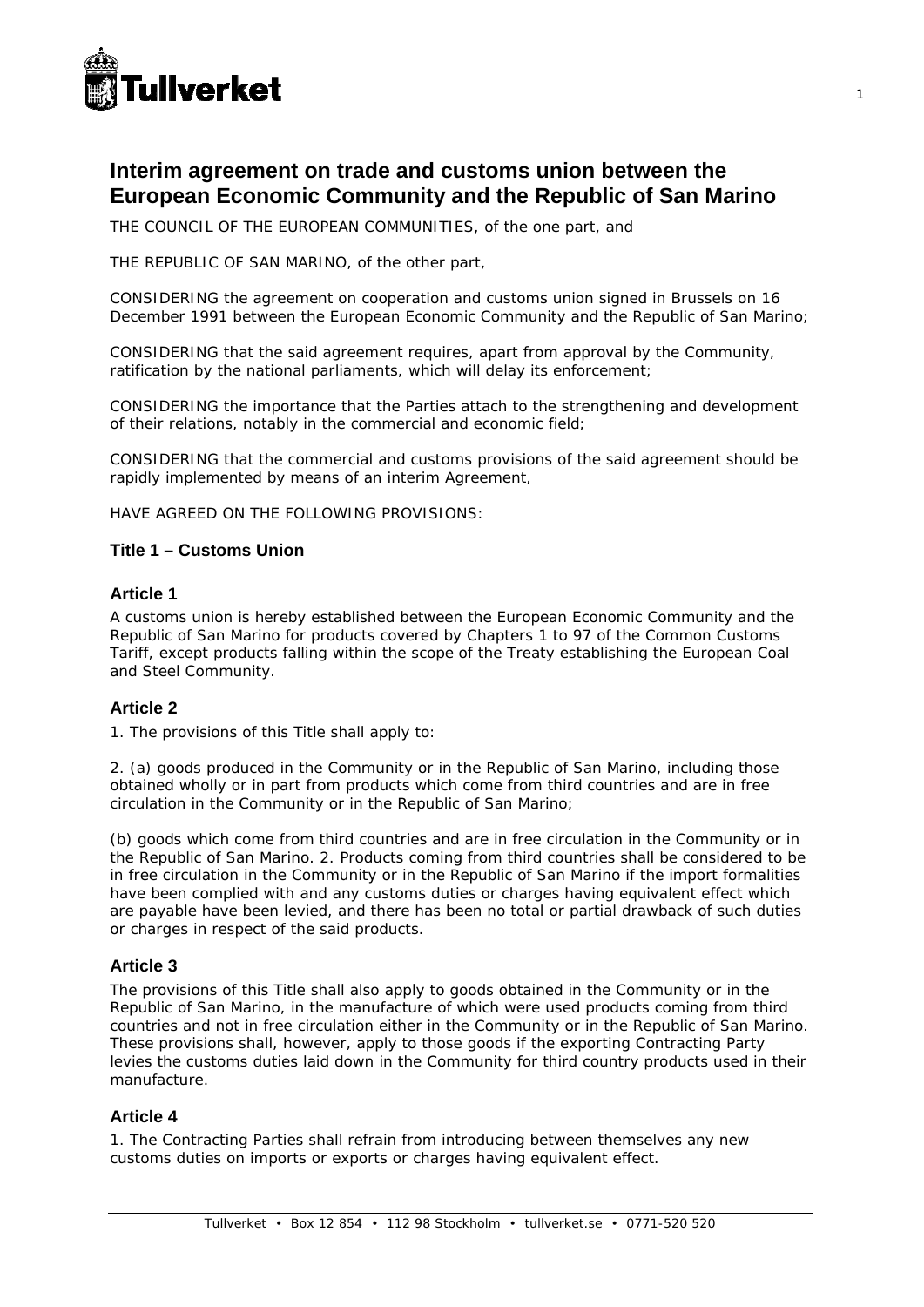# Interim agreement on trade and customs union between the European Economic Community and the Republic of San Marino

THE COUNCIL OF THE EUROPEAN COMMUNITIES, of the one part, and

THE REPUBLIC OF SAN MARINO, of the other part,

CONSIDERING the agreement on cooperation and customs union signed in Brussels on 16 December 1991 between the European Economic Community and the Republic of San Marino;

CONSIDERING that the said agreement requires, apart from approval by the Community, ratification by the national parliaments, which will delay its enforcement;

CONSIDERING the importance that the Parties attach to the strengthening and development of their relations, notably in the commercial and economic field;

CONSIDERING that the commercial and customs provisions of the said agreement should be rapidly implemented by means of an interim Agreement,

HAVE AGREED ON THE FOLLOWING PROVISIONS:

### Title 1 – Customs Union

#### Article 1

A customs union is hereby established between the European Economic Community and the Republic of San Marino for products covered by Chapters 1 to 97 of the Common Customs Tariff, except products falling within the scope of the Treaty establishing the European Coal and Steel Community.

#### Article 2

1. The provisions of this Title shall apply to:

2. (a) goods produced in the Community or in the Republic of San Marino, including those obtained wholly or in part from products which come from third countries and are in free circulation in the Community or in the Republic of San Marino;

(b) goods which come from third countries and are in free circulation in the Community or in the Republic of San Marino. 2. Products coming from third countries shall be considered to be in free circulation in the Community or in the Republic of San Marino if the import formalities have been complied with and any customs duties or charges having equivalent effect which are payable have been levied, and there has been no total or partial drawback of such duties or charges in respect of the said products.

#### Article 3

The provisions of this Title shall also apply to goods obtained in the Community or in the Republic of San Marino, in the manufacture of which were used products coming from third countries and not in free circulation either in the Community or in the Republic of San Marino. These provisions shall, however, apply to those goods if the exporting Contracting Party levies the customs duties laid down in the Community for third country products used in their manufacture.

#### Article 4

1. The Contracting Parties shall refrain from introducing between themselves any new customs duties on imports or exports or charges having equivalent effect.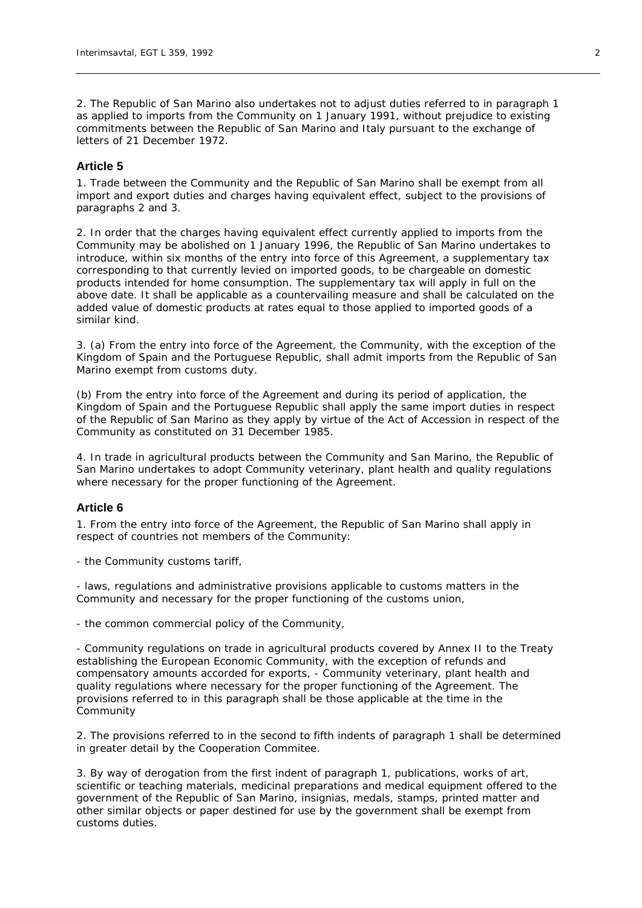2. The Republic of San Marino also undertakes not to adjust duties referred to in paragraph 1 as applied to imports from the Community on 1 January 1991, without prejudice to existing commitments between the Republic of San Marino and Italy pursuant to the exchange of letters of 21 December 1972.

## Article 5

1. Trade between the Community and the Republic of San Marino shall be exempt from all import and export duties and charges having equivalent effect, subject to the provisions of paragraphs 2 and 3.

2. In order that the charges having equivalent effect currently applied to imports from the Community may be abolished on 1 January 1996, the Republic of San Marino undertakes to introduce, within six months of the entry into force of this Agreement, a supplementary tax corresponding to that currently levied on imported goods, to be chargeable on domestic products intended for home consumption. The supplementary tax will apply in full on the above date. It shall be applicable as a countervailing measure and shall be calculated on the added value of domestic products at rates equal to those applied to imported goods of a similar kind.

3. (a) From the entry into force of the Agreement, the Community, with the exception of the Kingdom of Spain and the Portuguese Republic, shall admit imports from the Republic of San Marino exempt from customs duty.

(b) From the entry into force of the Agreement and during its period of application, the Kingdom of Spain and the Portuguese Republic shall apply the same import duties in respect of the Republic of San Marino as they apply by virtue of the Act of Accession in respect of the Community as constituted on 31 December 1985.

4. In trade in agricultural products between the Community and San Marino, the Republic of San Marino undertakes to adopt Community veterinary, plant health and quality regulations where necessary for the proper functioning of the Agreement.

## Article 6

1. From the entry into force of the Agreement, the Republic of San Marino shall apply in respect of countries not members of the Community:

- the Community customs tariff,

- laws, regulations and administrative provisions applicable to customs matters in the Community and necessary for the proper functioning of the customs union,

- the common commercial policy of the Community,

- Community regulations on trade in agricultural products covered by Annex II to the Treaty establishing the European Economic Community, with the exception of refunds and compensatory amounts accorded for exports, - Community veterinary, plant health and quality regulations where necessary for the proper functioning of the Agreement. The provisions referred to in this paragraph shall be those applicable at the time in the Community

2. The provisions referred to in the second to fifth indents of paragraph 1 shall be determined in greater detail by the Cooperation Commitee.

3. By way of derogation from the first indent of paragraph 1, publications, works of art, scientific or teaching materials, medicinal preparations and medical equipment offered to the government of the Republic of San Marino, insignias, medals, stamps, printed matter and other similar objects or paper destined for use by the government shall be exempt from customs duties.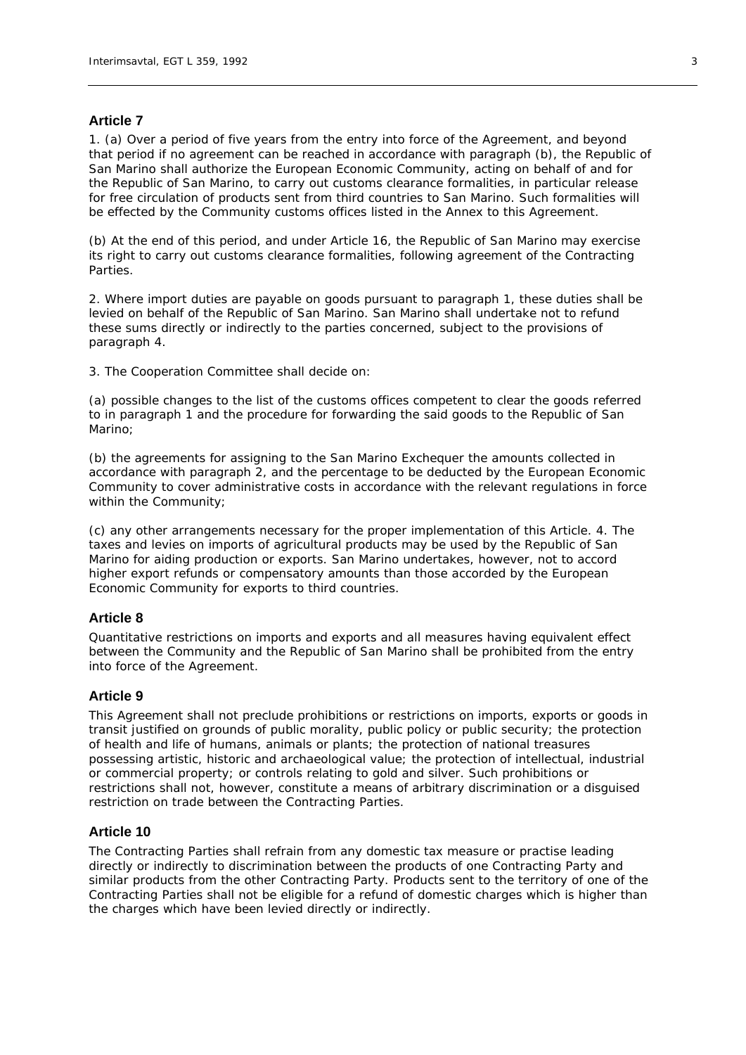## Article 7

1. (a) Over a period of five years from the entry into force of the Agreement, and beyond that period if no agreement can be reached in accordance with paragraph (b), the Republic of San Marino shall authorize the European Economic Community, acting on behalf of and for the Republic of San Marino, to carry out customs clearance formalities, in particular release for free circulation of products sent from third countries to San Marino. Such formalities will be effected by the Community customs offices listed in the Annex to this Agreement.

(b) At the end of this period, and under Article 16, the Republic of San Marino may exercise its right to carry out customs clearance formalities, following agreement of the Contracting Parties.

2. Where import duties are payable on goods pursuant to paragraph 1, these duties shall be levied on behalf of the Republic of San Marino. San Marino shall undertake not to refund these sums directly or indirectly to the parties concerned, subject to the provisions of paragraph 4.

3. The Cooperation Committee shall decide on:

(a) possible changes to the list of the customs offices competent to clear the goods referred to in paragraph 1 and the procedure for forwarding the said goods to the Republic of San Marino;

(b) the agreements for assigning to the San Marino Exchequer the amounts collected in accordance with paragraph 2, and the percentage to be deducted by the European Economic Community to cover administrative costs in accordance with the relevant regulations in force within the Community;

(c) any other arrangements necessary for the proper implementation of this Article. 4. The taxes and levies on imports of agricultural products may be used by the Republic of San Marino for aiding production or exports. San Marino undertakes, however, not to accord higher export refunds or compensatory amounts than those accorded by the European Economic Community for exports to third countries.

## Article 8

Quantitative restrictions on imports and exports and all measures having equivalent effect between the Community and the Republic of San Marino shall be prohibited from the entry into force of the Agreement.

## Article 9

This Agreement shall not preclude prohibitions or restrictions on imports, exports or goods in transit justified on grounds of public morality, public policy or public security; the protection of health and life of humans, animals or plants; the protection of national treasures possessing artistic, historic and archaeological value; the protection of intellectual, industrial or commercial property; or controls relating to gold and silver. Such prohibitions or restrictions shall not, however, constitute a means of arbitrary discrimination or a disguised restriction on trade between the Contracting Parties.

## Article 10

The Contracting Parties shall refrain from any domestic tax measure or practise leading directly or indirectly to discrimination between the products of one Contracting Party and similar products from the other Contracting Party. Products sent to the territory of one of the Contracting Parties shall not be eligible for a refund of domestic charges which is higher than the charges which have been levied directly or indirectly.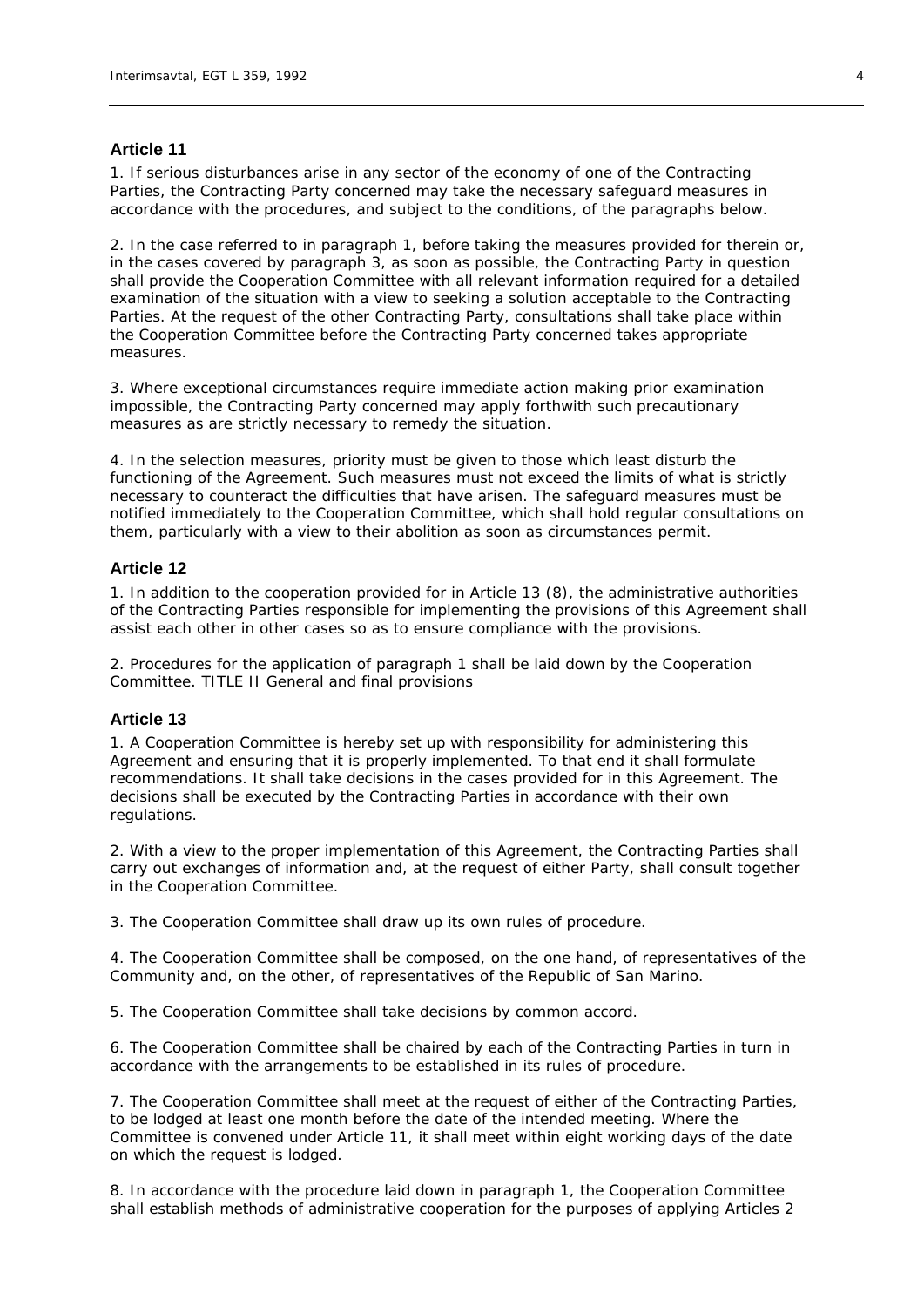## Article 11

1. If serious disturbances arise in any sector of the economy of one of the Contracting Parties, the Contracting Party concerned may take the necessary safeguard measures in accordance with the procedures, and subject to the conditions, of the paragraphs below.

2. In the case referred to in paragraph 1, before taking the measures provided for therein or, in the cases covered by paragraph 3, as soon as possible, the Contracting Party in question shall provide the Cooperation Committee with all relevant information required for a detailed examination of the situation with a view to seeking a solution acceptable to the Contracting Parties. At the request of the other Contracting Party, consultations shall take place within the Cooperation Committee before the Contracting Party concerned takes appropriate measures.

3. Where exceptional circumstances require immediate action making prior examination impossible, the Contracting Party concerned may apply forthwith such precautionary measures as are strictly necessary to remedy the situation.

4. In the selection measures, priority must be given to those which least disturb the functioning of the Agreement. Such measures must not exceed the limits of what is strictly necessary to counteract the difficulties that have arisen. The safeguard measures must be notified immediately to the Cooperation Committee, which shall hold regular consultations on them, particularly with a view to their abolition as soon as circumstances permit.

## Article 12

1. In addition to the cooperation provided for in Article 13 (8), the administrative authorities of the Contracting Parties responsible for implementing the provisions of this Agreement shall assist each other in other cases so as to ensure compliance with the provisions.

2. Procedures for the application of paragraph 1 shall be laid down by the Cooperation Committee. TITLE II General and final provisions

## Article 13

1. A Cooperation Committee is hereby set up with responsibility for administering this Agreement and ensuring that it is properly implemented. To that end it shall formulate recommendations. It shall take decisions in the cases provided for in this Agreement. The decisions shall be executed by the Contracting Parties in accordance with their own regulations.

2. With a view to the proper implementation of this Agreement, the Contracting Parties shall carry out exchanges of information and, at the request of either Party, shall consult together in the Cooperation Committee.

3. The Cooperation Committee shall draw up its own rules of procedure.

4. The Cooperation Committee shall be composed, on the one hand, of representatives of the Community and, on the other, of representatives of the Republic of San Marino.

5. The Cooperation Committee shall take decisions by common accord.

6. The Cooperation Committee shall be chaired by each of the Contracting Parties in turn in accordance with the arrangements to be established in its rules of procedure.

7. The Cooperation Committee shall meet at the request of either of the Contracting Parties, to be lodged at least one month before the date of the intended meeting. Where the Committee is convened under Article 11, it shall meet within eight working days of the date on which the request is lodged.

8. In accordance with the procedure laid down in paragraph 1, the Cooperation Committee shall establish methods of administrative cooperation for the purposes of applying Articles 2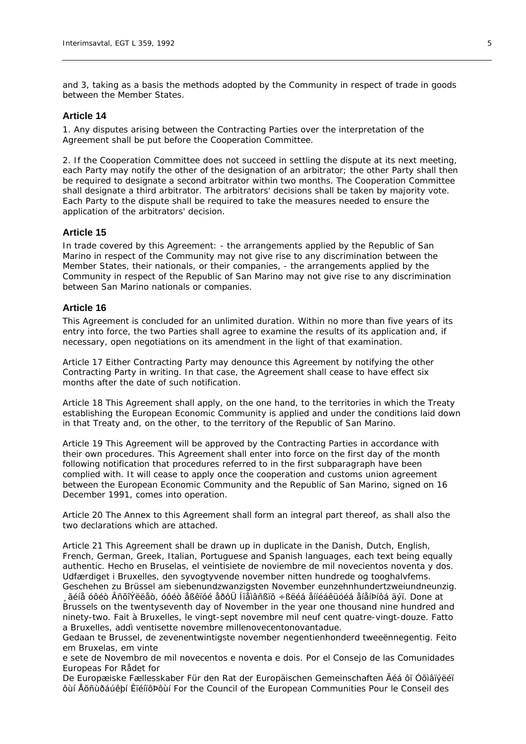and 3, taking as a basis the methods adopted by the Community in respect of trade in goods between the Member States.

### Article 14

1. Any disputes arising between the Contracting Parties over the interpretation of the Agreement shall be put before the Cooperation Committee.

2. If the Cooperation Committee does not succeed in settling the dispute at its next meeting, each Party may notify the other of the designation of an arbitrator; the other Party shall then be required to designate a second arbitrator within two months. The Cooperation Committee shall designate a third arbitrator. The arbitrators' decisions shall be taken by majority vote. Each Party to the dispute shall be required to take the measures needed to ensure the application of the arbitrators' decision.

### Article 15

In trade covered by this Agreement: - the arrangements applied by the Republic of San Marino in respect of the Community may not give rise to any discrimination between the Member States, their nationals, or their companies, - the arrangements applied by the Community in respect of the Republic of San Marino may not give rise to any discrimination between San Marino nationals or companies.

### Article 16

This Agreement is concluded for an unlimited duration. Within no more than five years of its entry into force, the two Parties shall agree to examine the results of its application and, if necessary, open negotiations on its amendment in the light of that examination.

Article 17 Either Contracting Party may denounce this Agreement by notifying the other Contracting Party in writing. In that case, the Agreement shall cease to have effect six months after the date of such notification.

Article 18 This Agreement shall apply, on the one hand, to the territories in which the Treaty establishing the European Economic Community is applied and under the conditions laid down in that Treaty and, on the other, to the territory of the Republic of San Marino.

Article 19 This Agreement will be approved by the Contracting Parties in accordance with their own procedures. This Agreement shall enter into force on the first day of the month following notification that procedures referred to in the first subparagraph have been complied with. It will cease to apply once the cooperation and customs union agreement between the European Economic Community and the Republic of San Marino, signed on 16 December 1991, comes into operation.

Article 20 The Annex to this Agreement shall form an integral part thereof, as shall also the two declarations which are attached.

Article 21 This Agreement shall be drawn up in duplicate in the Danish, Dutch, English, French, German, Greek, Italian, Portuguese and Spanish languages, each text being equally authentic. Hecho en Bruselas, el veintisiete de noviembre de mil novecientos noventa y dos. Udfærdiget i Bruxelles, den syvogtyvende november nitten hundrede og tooghalvfems. Geschehen zu Brüssel am siebenundzwanzigsten November eunzehnhundertzweiundneunzig. ¸ãéíå óôéò ÂñõîÝëëåò, óôéò åßêïóé åðôÜ Íïåìâñßïõ ÷ßëéá åííéáêüóéá åíåíÞíôá äýï. Done at Brussels on the twentyseventh day of November in the year one thousand nine hundred and ninety-two. Fait à Bruxelles, le vingt-sept novembre mil neuf cent quatre-vingt-douze. Fatto a Bruxelles, addì ventisette novembre millenovecentonovantadue.

Gedaan te Brussel, de zevenentwintigste november negentienhonderd tweeënnegentig. Feito em Bruxelas, em vinte

e sete de Novembro de mil novecentos e noventa e dois. Por el Consejo de las Comunidades Europeas For Rådet for

De Europæiske Fællesskaber Für den Rat der Europäischen Gemeinschaften Ãéá ôï Óõìâïýëéï ôùí Åõñùðáúêþí Êïéíïôþôùí For the Council of the European Communities Pour le Conseil des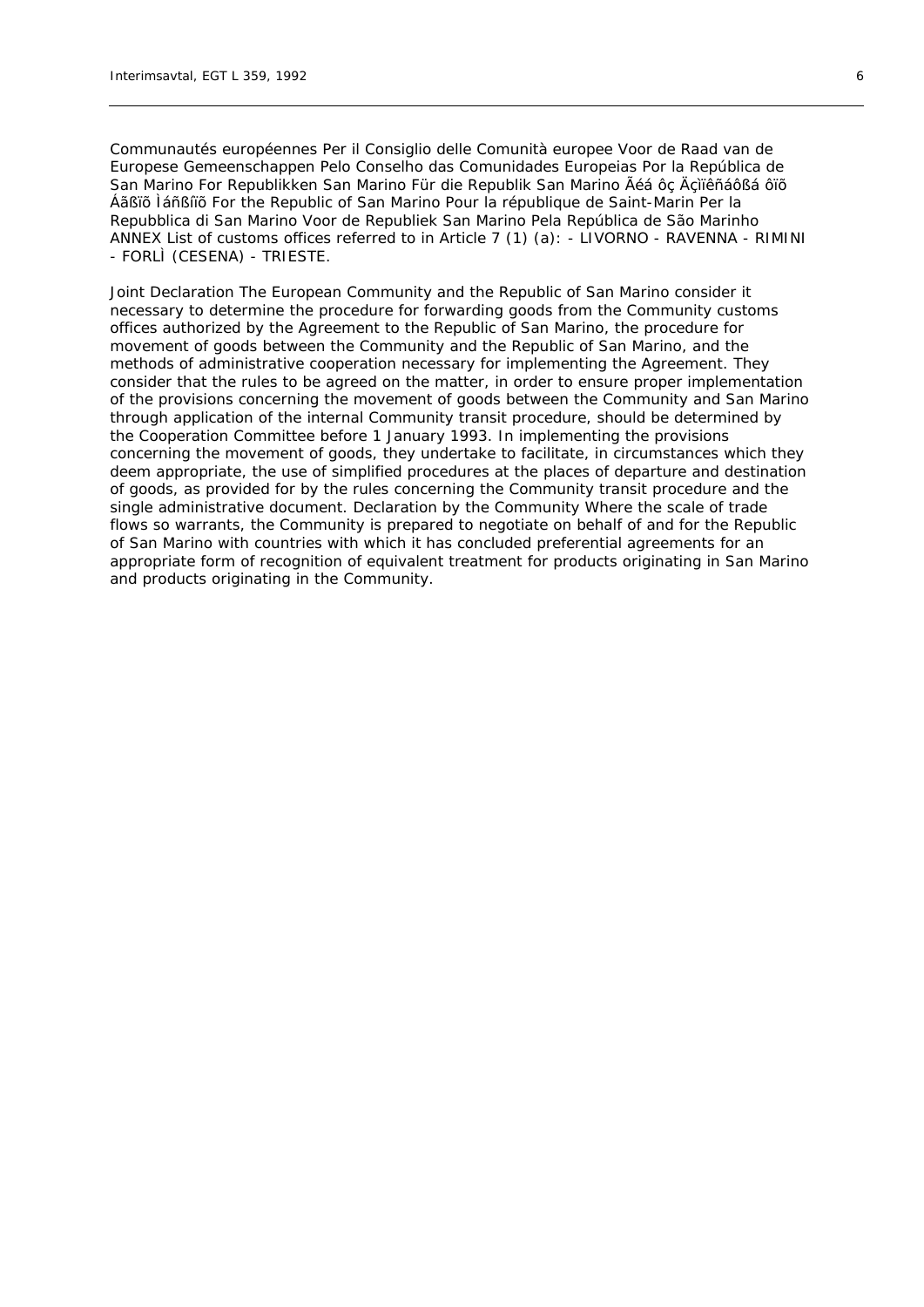Communautés européennes Per il Consiglio delle Comunità europee Voor de Raad van de Europese Gemeenschappen Pelo Conselho das Comunidades Europeias Por la República de San Marino For Republikken San Marino Für die Republik San Marino Ãéá ôç Äçìïêñáôßá ôïõ Áãßïõ Ìáñßíïõ For the Republic of San Marino Pour la république de Saint-Marin Per la Repubblica di San Marino Voor de Republiek San Marino Pela República de São Marinho ANNEX List of customs offices referred to in Article 7 (1) (a): - LIVORNO - RAVENNA - RIMINI - FORLÌ (CESENA) - TRIESTE.

Joint Declaration The European Community and the Republic of San Marino consider it necessary to determine the procedure for forwarding goods from the Community customs offices authorized by the Agreement to the Republic of San Marino, the procedure for movement of goods between the Community and the Republic of San Marino, and the methods of administrative cooperation necessary for implementing the Agreement. They consider that the rules to be agreed on the matter, in order to ensure proper implementation of the provisions concerning the movement of goods between the Community and San Marino through application of the internal Community transit procedure, should be determined by the Cooperation Committee before 1 January 1993. In implementing the provisions concerning the movement of goods, they undertake to facilitate, in circumstances which they deem appropriate, the use of simplified procedures at the places of departure and destination of goods, as provided for by the rules concerning the Community transit procedure and the single administrative document. Declaration by the Community Where the scale of trade flows so warrants, the Community is prepared to negotiate on behalf of and for the Republic of San Marino with countries with which it has concluded preferential agreements for an appropriate form of recognition of equivalent treatment for products originating in San Marino and products originating in the Community.